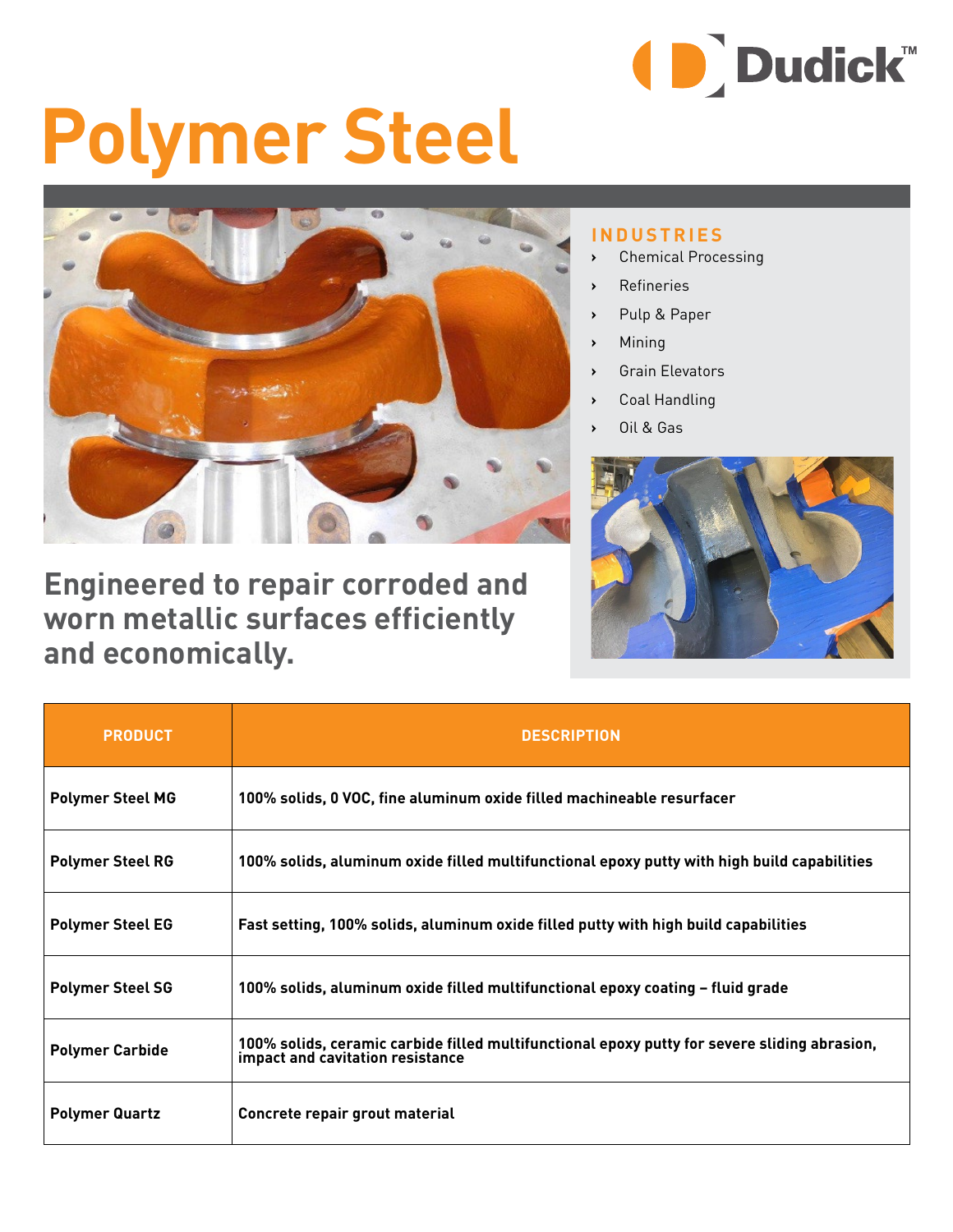Dudick™

# Polymer Steel

## INDUSTRIES

- Chemical Processing
- Refineries
- Pulp & Paper
- Mining
- Grain Elevators
- Coal Handling
- Oil & Gas

## Engineered to repair corroded and worn metallic surfaces efficiently and economically.

| PRODUCT | DESCRIPTION |
| --- | --- |
| **Polymer Steel MG** | **100% solids, 0 VOC, fine aluminum oxide filled machineable resurfacer** |
| **Polymer Steel RG** | **100% solids, aluminum oxide filled multifunctional epoxy putty with high build capabilities** |
| **Polymer Steel EG** | **Fast setting, 100% solids, aluminum oxide filled putty with high build capabilities** |
| **Polymer Steel SG** | **100% solids, aluminum oxide filled multifunctional epoxy coating – fluid grade** |
| **Polymer Carbide** | **100% solids, ceramic carbide filled multifunctional epoxy putty for severe sliding abrasion, impact and cavitation resistance** |
| **Polymer Quartz** | **Concrete repair grout material** |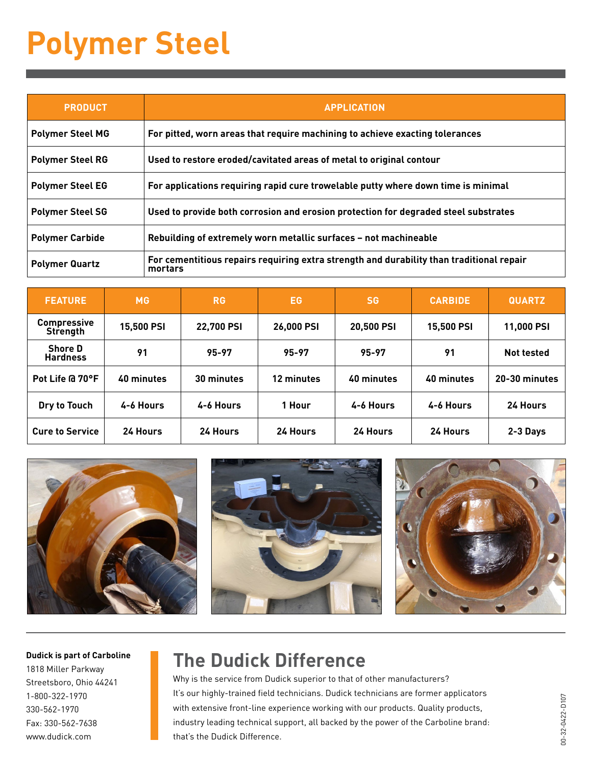# Polymer Steel

| PRODUCT | APPLICATION |
| --- | --- |
| Polymer Steel MG | For pitted, worn areas that require machining to achieve exacting tolerances |
| Polymer Steel RG | Used to restore eroded/cavitated areas of metal to original contour |
| Polymer Steel EG | For applications requiring rapid cure trowelable putty where down time is minimal |
| Polymer Steel SG | Used to provide both corrosion and erosion protection for degraded steel substrates |
| Polymer Carbide | Rebuilding of extremely worn metallic surfaces – not machineable |
| Polymer Quartz | For cementitious repairs requiring extra strength and durability than traditional repair mortars |

| FEATURE | MG | RG | EG | SG | CARBIDE | QUARTZ |
| --- | --- | --- | --- | --- | --- | --- |
| Compressive Strength | 15,500 PSI | 22,700 PSI | 26,000 PSI | 20,500 PSI | 15,500 PSI | 11,000 PSI |
| Shore D Hardness | 91 | 95-97 | 95-97 | 95-97 | 91 | Not tested |
| Pot Life @ 70°F | 40 minutes | 30 minutes | 12 minutes | 40 minutes | 40 minutes | 20-30 minutes |
| Dry to Touch | 4-6 Hours | 4-6 Hours | 1 Hour | 4-6 Hours | 4-6 Hours | 24 Hours |
| Cure to Service | 24 Hours | 24 Hours | 24 Hours | 24 Hours | 24 Hours | 2-3 Days |

**Dudick is part of Carboline**
1818 Miller Parkway
Streetsboro, Ohio 44241
1-800-322-1970
330-562-1970
Fax: 330-562-7638
www.dudick.com

## The Dudick Difference

Why is the service from Dudick superior to that of other manufacturers? It's our highly-trained field technicians. Dudick technicians are former applicators with extensive front-line experience working with our products. Quality products, industry leading technical support, all backed by the power of the Carboline brand: that's the Dudick Difference.

00-32-0422-D107